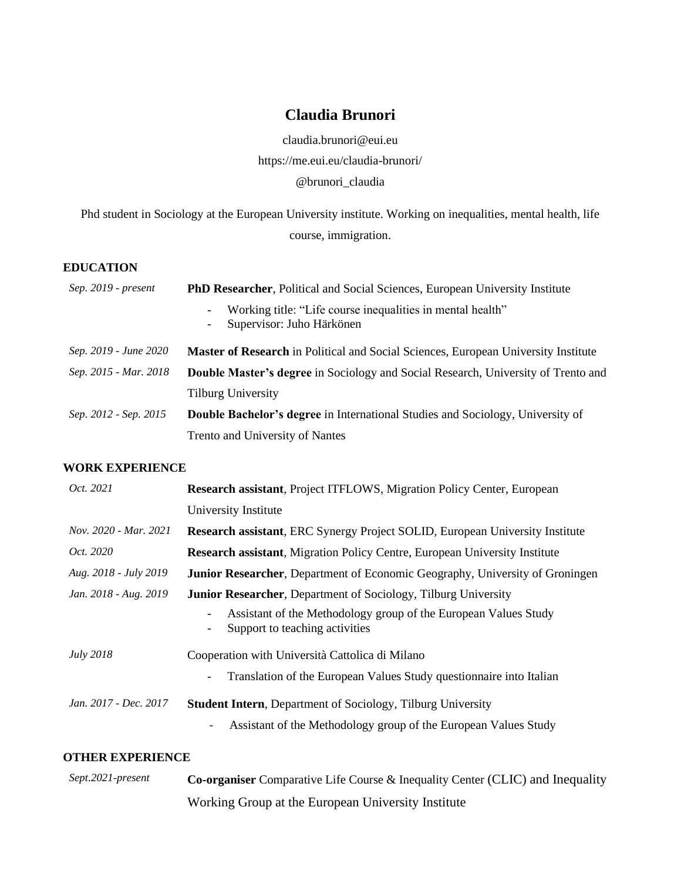# Claudia Brunori

claudia.brunori@eui.eu

https://me.eui.eu/claudia-brunori/

@brunori_claudia

Phd student in Sociology at the European University institute. Working on inequalities, mental health, life course, immigration.

## EDUCATION

*Sep. 2019 - present* — **PhD Researcher**, Political and Social Sciences, European University Institute
- Working title: "Life course inequalities in mental health"
- Supervisor: Juho Härkönen

*Sep. 2019 - June 2020* — **Master of Research** in Political and Social Sciences, European University Institute

*Sep. 2015 - Mar. 2018* — **Double Master's degree** in Sociology and Social Research, University of Trento and Tilburg University

*Sep. 2012 - Sep. 2015* — **Double Bachelor's degree** in International Studies and Sociology, University of Trento and University of Nantes

## WORK EXPERIENCE

*Oct. 2021* — **Research assistant**, Project ITFLOWS, Migration Policy Center, European University Institute

*Nov. 2020 - Mar. 2021* — **Research assistant**, ERC Synergy Project SOLID, European University Institute

*Oct. 2020* — **Research assistant**, Migration Policy Centre, European University Institute

*Aug. 2018 - July 2019* — **Junior Researcher**, Department of Economic Geography, University of Groningen

*Jan. 2018 - Aug. 2019* — **Junior Researcher**, Department of Sociology, Tilburg University
- Assistant of the Methodology group of the European Values Study
- Support to teaching activities

*July 2018* — Cooperation with Università Cattolica di Milano
- Translation of the European Values Study questionnaire into Italian

*Jan. 2017 - Dec. 2017* — **Student Intern**, Department of Sociology, Tilburg University
- Assistant of the Methodology group of the European Values Study

## OTHER EXPERIENCE

*Sept.2021-present* — **Co-organiser** Comparative Life Course & Inequality Center (CLIC) and Inequality Working Group at the European University Institute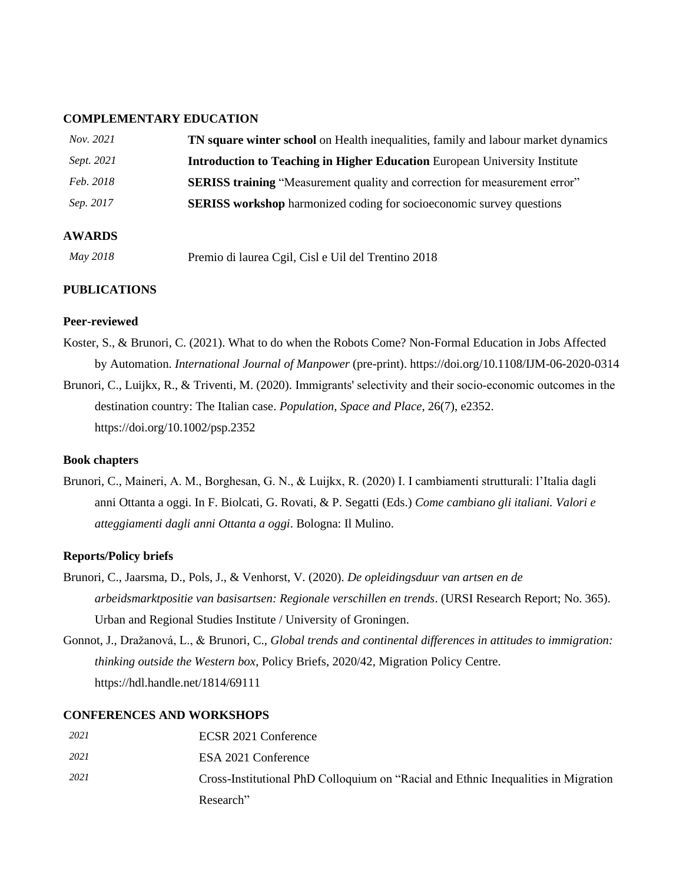## COMPLEMENTARY EDUCATION

| | |
|---|---|
| *Nov. 2021* | **TN square winter school** on Health inequalities, family and labour market dynamics |
| *Sept. 2021* | **Introduction to Teaching in Higher Education** European University Institute |
| *Feb. 2018* | **SERISS training** "Measurement quality and correction for measurement error" |
| *Sep. 2017* | **SERISS workshop** harmonized coding for socioeconomic survey questions |

## AWARDS

| | |
|---|---|
| *May 2018* | Premio di laurea Cgil, Cisl e Uil del Trentino 2018 |

## PUBLICATIONS

### Peer-reviewed

Koster, S., & Brunori, C. (2021). What to do when the Robots Come? Non-Formal Education in Jobs Affected by Automation. *International Journal of Manpower* (pre-print). https://doi.org/10.1108/IJM-06-2020-0314

Brunori, C., Luijkx, R., & Triventi, M. (2020). Immigrants' selectivity and their socio-economic outcomes in the destination country: The Italian case. *Population, Space and Place*, 26(7), e2352. https://doi.org/10.1002/psp.2352

### Book chapters

Brunori, C., Maineri, A. M., Borghesan, G. N., & Luijkx, R. (2020) I. I cambiamenti strutturali: l'Italia dagli anni Ottanta a oggi. In F. Biolcati, G. Rovati, & P. Segatti (Eds.) *Come cambiano gli italiani. Valori e atteggiamenti dagli anni Ottanta a oggi*. Bologna: Il Mulino.

### Reports/Policy briefs

Brunori, C., Jaarsma, D., Pols, J., & Venhorst, V. (2020). *De opleidingsduur van artsen en de arbeidsmarktpositie van basisartsen: Regionale verschillen en trends*. (URSI Research Report; No. 365). Urban and Regional Studies Institute / University of Groningen.

Gonnot, J., Dražanová, L., & Brunori, C., *Global trends and continental differences in attitudes to immigration: thinking outside the Western box*, Policy Briefs, 2020/42, Migration Policy Centre. https://hdl.handle.net/1814/69111

## CONFERENCES AND WORKSHOPS

| | |
|---|---|
| *2021* | ECSR 2021 Conference |
| *2021* | ESA 2021 Conference |
| *2021* | Cross-Institutional PhD Colloquium on "Racial and Ethnic Inequalities in Migration Research" |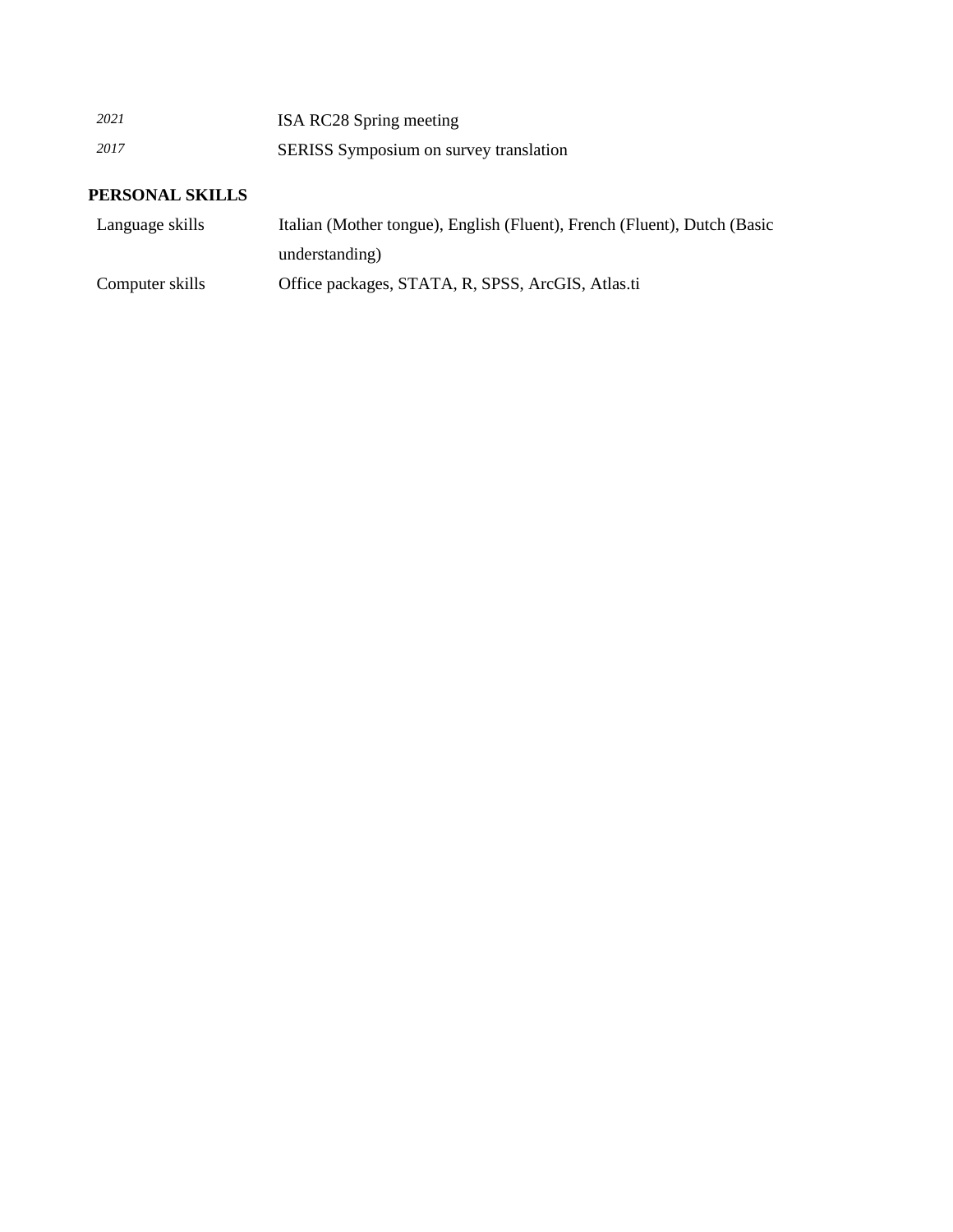| | |
|---|---|
| *2021* | ISA RC28 Spring meeting |
| *2017* | SERISS Symposium on survey translation |

**PERSONAL SKILLS**

| | |
|---|---|
| Language skills | Italian (Mother tongue), English (Fluent), French (Fluent), Dutch (Basic understanding) |
| Computer skills | Office packages, STATA, R, SPSS, ArcGIS, Atlas.ti |